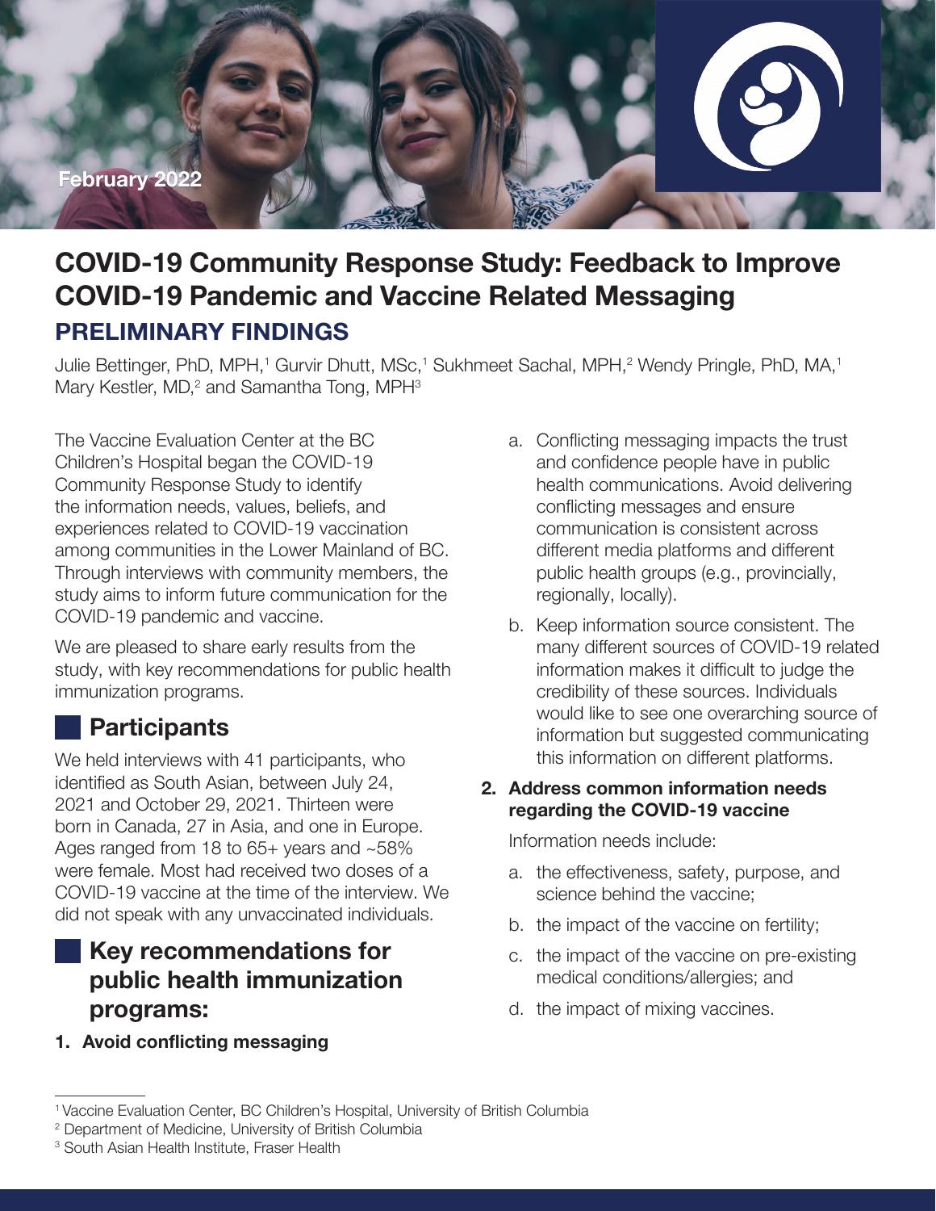February 2022

# COVID-19 Community Response Study: Feedback to Improve COVID-19 Pandemic and Vaccine Related Messaging

## PRELIMINARY FINDINGS

Julie Bettinger, PhD, MPH,[1] Gurvir Dhutt, MSc,[1] Sukhmeet Sachal, MPH,[2] Wendy Pringle, PhD, MA,[1] Mary Kestler, MD,[2] and Samantha Tong, MPH[3]

The Vaccine Evaluation Center at the BC Children's Hospital began the COVID-19 Community Response Study to identify the information needs, values, beliefs, and experiences related to COVID-19 vaccination among communities in the Lower Mainland of BC. Through interviews with community members, the study aims to inform future communication for the COVID-19 pandemic and vaccine.

We are pleased to share early results from the study, with key recommendations for public health immunization programs.

## Participants

We held interviews with 41 participants, who identified as South Asian, between July 24, 2021 and October 29, 2021. Thirteen were born in Canada, 27 in Asia, and one in Europe. Ages ranged from 18 to 65+ years and ~58% were female. Most had received two doses of a COVID-19 vaccine at the time of the interview. We did not speak with any unvaccinated individuals.

## Key recommendations for public health immunization programs:

1. **Avoid conflicting messaging**
   a. Conflicting messaging impacts the trust and confidence people have in public health communications. Avoid delivering conflicting messages and ensure communication is consistent across different media platforms and different public health groups (e.g., provincially, regionally, locally).
   b. Keep information source consistent. The many different sources of COVID-19 related information makes it difficult to judge the credibility of these sources. Individuals would like to see one overarching source of information but suggested communicating this information on different platforms.

2. **Address common information needs regarding the COVID-19 vaccine**

   Information needs include:

   a. the effectiveness, safety, purpose, and science behind the vaccine;
   b. the impact of the vaccine on fertility;
   c. the impact of the vaccine on pre-existing medical conditions/allergies; and
   d. the impact of mixing vaccines.

---

[1] Vaccine Evaluation Center, BC Children's Hospital, University of British Columbia

[2] Department of Medicine, University of British Columbia

[3] South Asian Health Institute, Fraser Health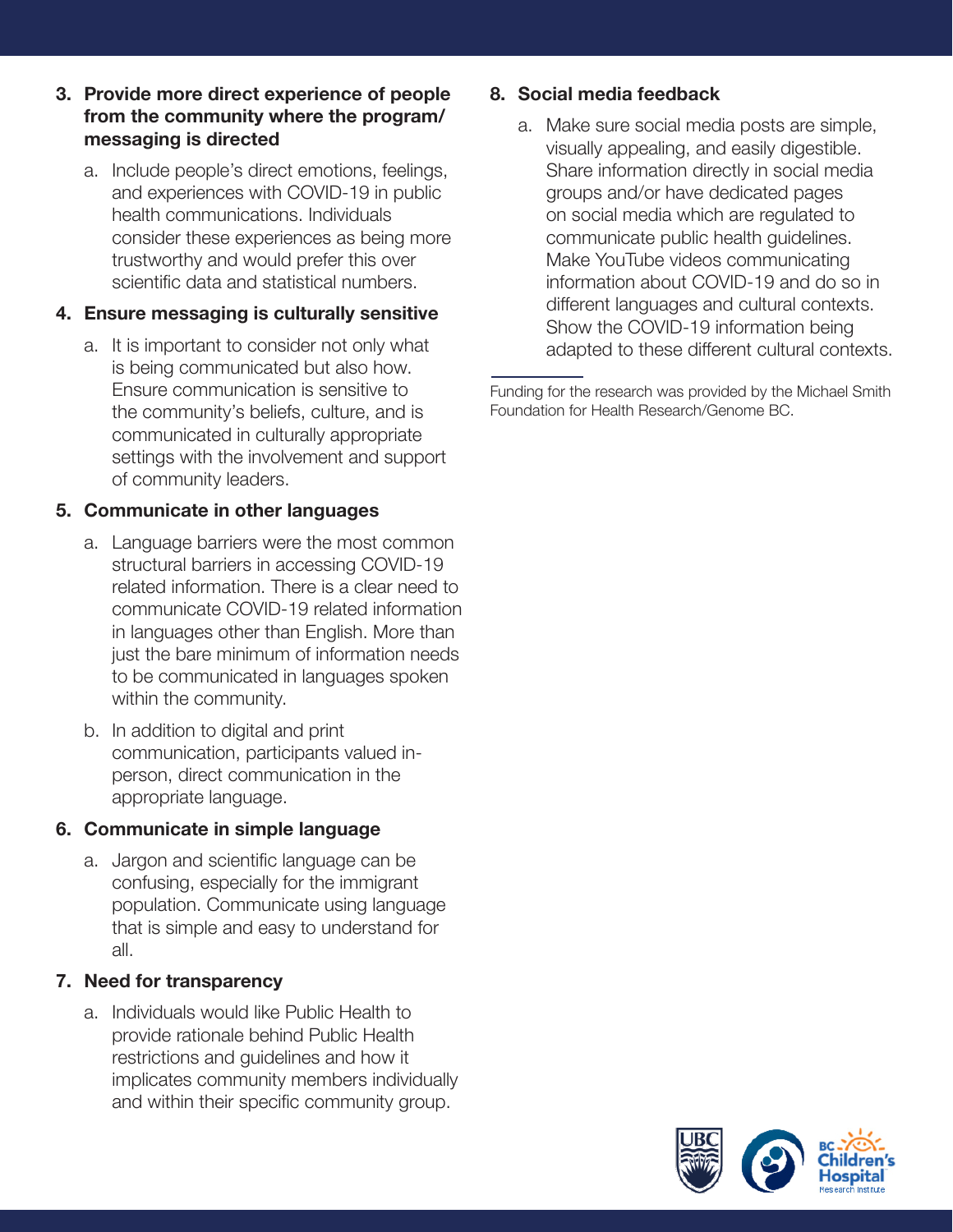3. **Provide more direct experience of people from the community where the program/ messaging is directed**

    a. Include people's direct emotions, feelings, and experiences with COVID-19 in public health communications. Individuals consider these experiences as being more trustworthy and would prefer this over scientific data and statistical numbers.

4. **Ensure messaging is culturally sensitive**

    a. It is important to consider not only what is being communicated but also how. Ensure communication is sensitive to the community's beliefs, culture, and is communicated in culturally appropriate settings with the involvement and support of community leaders.

5. **Communicate in other languages**

    a. Language barriers were the most common structural barriers in accessing COVID-19 related information. There is a clear need to communicate COVID-19 related information in languages other than English. More than just the bare minimum of information needs to be communicated in languages spoken within the community.

    b. In addition to digital and print communication, participants valued in-person, direct communication in the appropriate language.

6. **Communicate in simple language**

    a. Jargon and scientific language can be confusing, especially for the immigrant population. Communicate using language that is simple and easy to understand for all.

7. **Need for transparency**

    a. Individuals would like Public Health to provide rationale behind Public Health restrictions and guidelines and how it implicates community members individually and within their specific community group.

8. **Social media feedback**

    a. Make sure social media posts are simple, visually appealing, and easily digestible. Share information directly in social media groups and/or have dedicated pages on social media which are regulated to communicate public health guidelines. Make YouTube videos communicating information about COVID-19 and do so in different languages and cultural contexts. Show the COVID-19 information being adapted to these different cultural contexts.

---

Funding for the research was provided by the Michael Smith Foundation for Health Research/Genome BC.